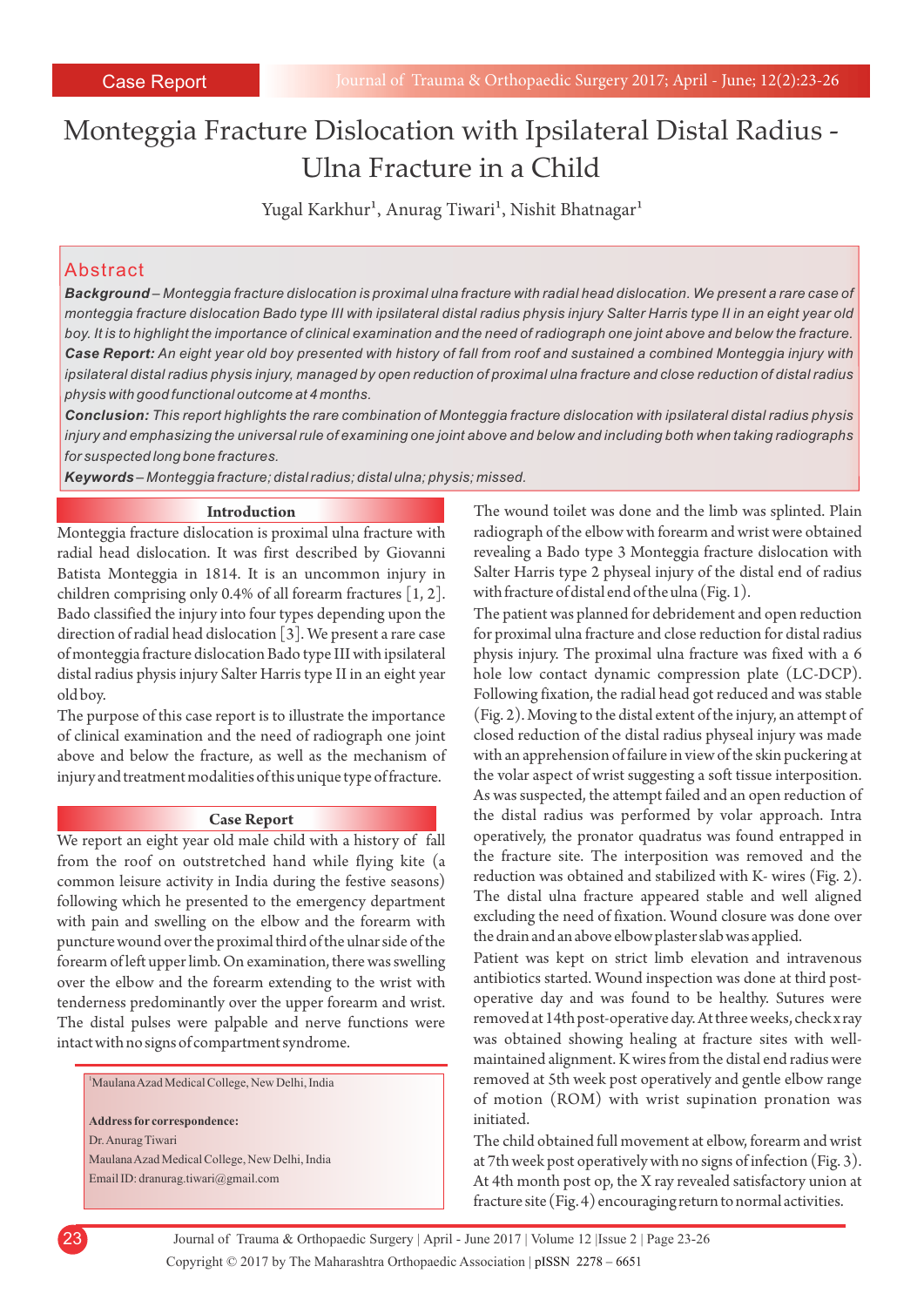Case Report

# Monteggia Fracture Dislocation with Ipsilateral Distal Radius - Ulna Fracture in a Child

Yugal Karkhur[1], Anurag Tiwari[1], Nishit Bhatnagar[1]

## Abstract

***Background*** *– Monteggia fracture dislocation is proximal ulna fracture with radial head dislocation. We present a rare case of monteggia fracture dislocation Bado type III with ipsilateral distal radius physis injury Salter Harris type II in an eight year old boy. It is to highlight the importance of clinical examination and the need of radiograph one joint above and below the fracture.*

***Case Report:*** *An eight year old boy presented with history of fall from roof and sustained a combined Monteggia injury with ipsilateral distal radius physis injury, managed by open reduction of proximal ulna fracture and close reduction of distal radius physis with good functional outcome at 4 months.*

***Conclusion:*** *This report highlights the rare combination of Monteggia fracture dislocation with ipsilateral distal radius physis injury and emphasizing the universal rule of examining one joint above and below and including both when taking radiographs for suspected long bone fractures.*

***Keywords*** *– Monteggia fracture; distal radius; distal ulna; physis; missed.*

## Introduction

Monteggia fracture dislocation is proximal ulna fracture with radial head dislocation. It was first described by Giovanni Batista Monteggia in 1814. It is an uncommon injury in children comprising only 0.4% of all forearm fractures [1, 2]. Bado classified the injury into four types depending upon the direction of radial head dislocation [3]. We present a rare case of monteggia fracture dislocation Bado type III with ipsilateral distal radius physis injury Salter Harris type II in an eight year old boy.

The purpose of this case report is to illustrate the importance of clinical examination and the need of radiograph one joint above and below the fracture, as well as the mechanism of injury and treatment modalities of this unique type of fracture.

## Case Report

We report an eight year old male child with a history of fall from the roof on outstretched hand while flying kite (a common leisure activity in India during the festive seasons) following which he presented to the emergency department with pain and swelling on the elbow and the forearm with puncture wound over the proximal third of the ulnar side of the forearm of left upper limb. On examination, there was swelling over the elbow and the forearm extending to the wrist with tenderness predominantly over the upper forearm and wrist. The distal pulses were palpable and nerve functions were intact with no signs of compartment syndrome.

[1]Maulana Azad Medical College, New Delhi, India

**Address for correspondence:**
Dr. Anurag Tiwari
Maulana Azad Medical College, New Delhi, India
Email ID: dranurag.tiwari@gmail.com

The wound toilet was done and the limb was splinted. Plain radiograph of the elbow with forearm and wrist were obtained revealing a Bado type 3 Monteggia fracture dislocation with Salter Harris type 2 physeal injury of the distal end of radius with fracture of distal end of the ulna (Fig. 1).

The patient was planned for debridement and open reduction for proximal ulna fracture and close reduction for distal radius physis injury. The proximal ulna fracture was fixed with a 6 hole low contact dynamic compression plate (LC-DCP). Following fixation, the radial head got reduced and was stable (Fig. 2). Moving to the distal extent of the injury, an attempt of closed reduction of the distal radius physeal injury was made with an apprehension of failure in view of the skin puckering at the volar aspect of wrist suggesting a soft tissue interposition. As was suspected, the attempt failed and an open reduction of the distal radius was performed by volar approach. Intra operatively, the pronator quadratus was found entrapped in the fracture site. The interposition was removed and the reduction was obtained and stabilized with K- wires (Fig. 2). The distal ulna fracture appeared stable and well aligned excluding the need of fixation. Wound closure was done over the drain and an above elbow plaster slab was applied.

Patient was kept on strict limb elevation and intravenous antibiotics started. Wound inspection was done at third post-operative day and was found to be healthy. Sutures were removed at 14th post-operative day. At three weeks, check x ray was obtained showing healing at fracture sites with well-maintained alignment. K wires from the distal end radius were removed at 5th week post operatively and gentle elbow range of motion (ROM) with wrist supination pronation was initiated.

The child obtained full movement at elbow, forearm and wrist at 7th week post operatively with no signs of infection (Fig. 3). At 4th month post op, the X ray revealed satisfactory union at fracture site (Fig. 4) encouraging return to normal activities.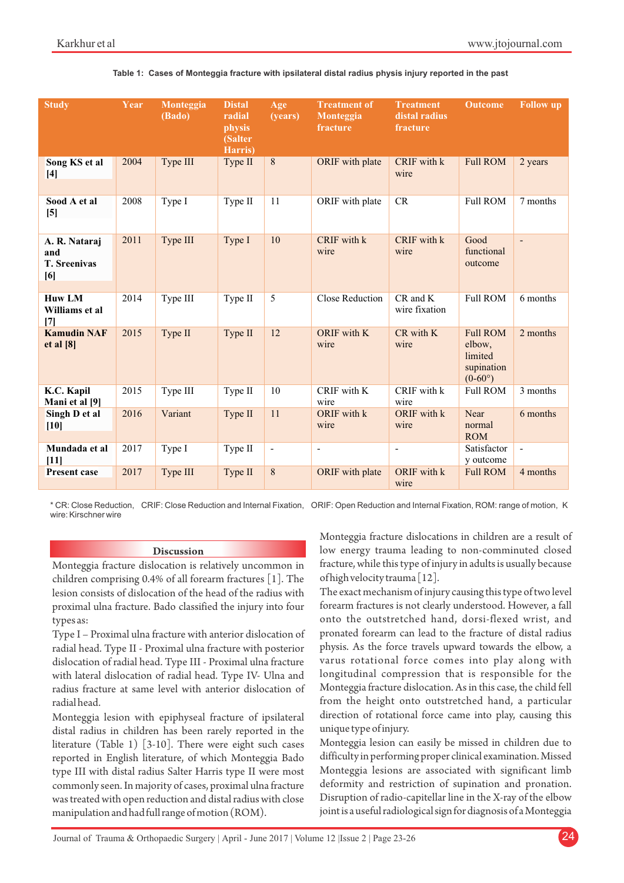**Table 1: Cases of Monteggia fracture with ipsilateral distal radius physis injury reported in the past**

| Study | Year | Monteggia (Bado) | Distal radial physis (Salter Harris) | Age (years) | Treatment of Monteggia fracture | Treatment distal radius fracture | Outcome | Follow up |
|---|---|---|---|---|---|---|---|---|
| **Song KS et al [4]** | 2004 | Type III | Type II | 8 | ORIF with plate | CRIF with k wire | Full ROM | 2 years |
| **Sood A et al [5]** | 2008 | Type I | Type II | 11 | ORIF with plate | CR | Full ROM | 7 months |
| **A. R. Nataraj and T. Sreenivas [6]** | 2011 | Type III | Type I | 10 | CRIF with k wire | CRIF with k wire | Good functional outcome | - |
| **Huw LM Williams et al [7]** | 2014 | Type III | Type II | 5 | Close Reduction | CR and K wire fixation | Full ROM | 6 months |
| **Kamudin NAF et al [8]** | 2015 | Type II | Type II | 12 | ORIF with K wire | CR with K wire | Full ROM elbow, limited supination (0-60°) | 2 months |
| **K.C. Kapil Mani et al [9]** | 2015 | Type III | Type II | 10 | CRIF with K wire | CRIF with k wire | Full ROM | 3 months |
| **Singh D et al [10]** | 2016 | Variant | Type II | 11 | ORIF with k wire | ORIF with k wire | Near normal ROM | 6 months |
| **Mundada et al [11]** | 2017 | Type I | Type II | - | - | - | Satisfactory outcome | - |
| **Present case** | 2017 | Type III | Type II | 8 | ORIF with plate | ORIF with k wire | Full ROM | 4 months |

\* CR: Close Reduction, CRIF: Close Reduction and Internal Fixation, ORIF: Open Reduction and Internal Fixation, ROM: range of motion, K wire: Kirschner wire

## Discussion

Monteggia fracture dislocation is relatively uncommon in children comprising 0.4% of all forearm fractures [1]. The lesion consists of dislocation of the head of the radius with proximal ulna fracture. Bado classified the injury into four types as:

Type I – Proximal ulna fracture with anterior dislocation of radial head. Type II - Proximal ulna fracture with posterior dislocation of radial head. Type III - Proximal ulna fracture with lateral dislocation of radial head. Type IV- Ulna and radius fracture at same level with anterior dislocation of radial head.

Monteggia lesion with epiphyseal fracture of ipsilateral distal radius in children has been rarely reported in the literature (Table 1) [3-10]. There were eight such cases reported in English literature, of which Monteggia Bado type III with distal radius Salter Harris type II were most commonly seen. In majority of cases, proximal ulna fracture was treated with open reduction and distal radius with close manipulation and had full range of motion (ROM).

Monteggia fracture dislocations in children are a result of low energy trauma leading to non-comminuted closed fracture, while this type of injury in adults is usually because of high velocity trauma [12].

The exact mechanism of injury causing this type of two level forearm fractures is not clearly understood. However, a fall onto the outstretched hand, dorsi-flexed wrist, and pronated forearm can lead to the fracture of distal radius physis. As the force travels upward towards the elbow, a varus rotational force comes into play along with longitudinal compression that is responsible for the Monteggia fracture dislocation. As in this case, the child fell from the height onto outstretched hand, a particular direction of rotational force came into play, causing this unique type of injury.

Monteggia lesion can easily be missed in children due to difficulty in performing proper clinical examination. Missed Monteggia lesions are associated with significant limb deformity and restriction of supination and pronation. Disruption of radio-capitellar line in the X-ray of the elbow joint is a useful radiological sign for diagnosis of a Monteggia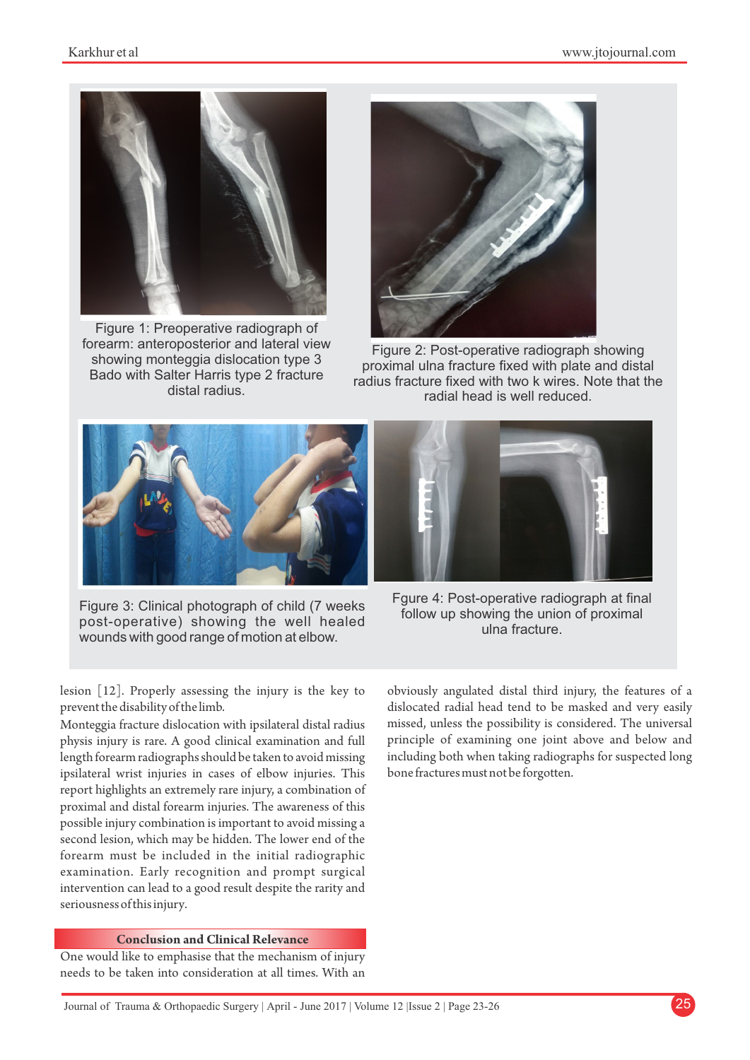Figure 1: Preoperative radiograph of forearm: anteroposterior and lateral view showing monteggia dislocation type 3 Bado with Salter Harris type 2 fracture distal radius.

Figure 2: Post-operative radiograph showing proximal ulna fracture fixed with plate and distal radius fracture fixed with two k wires. Note that the radial head is well reduced.

Figure 3: Clinical photograph of child (7 weeks post-operative) showing the well healed wounds with good range of motion at elbow.

Fgure 4: Post-operative radiograph at final follow up showing the union of proximal ulna fracture.

lesion [12]. Properly assessing the injury is the key to prevent the disability of the limb.

Monteggia fracture dislocation with ipsilateral distal radius physis injury is rare. A good clinical examination and full length forearm radiographs should be taken to avoid missing ipsilateral wrist injuries in cases of elbow injuries. This report highlights an extremely rare injury, a combination of proximal and distal forearm injuries. The awareness of this possible injury combination is important to avoid missing a second lesion, which may be hidden. The lower end of the forearm must be included in the initial radiographic examination. Early recognition and prompt surgical intervention can lead to a good result despite the rarity and seriousness of this injury.

## Conclusion and Clinical Relevance

One would like to emphasise that the mechanism of injury needs to be taken into consideration at all times. With an obviously angulated distal third injury, the features of a dislocated radial head tend to be masked and very easily missed, unless the possibility is considered. The universal principle of examining one joint above and below and including both when taking radiographs for suspected long bone fractures must not be forgotten.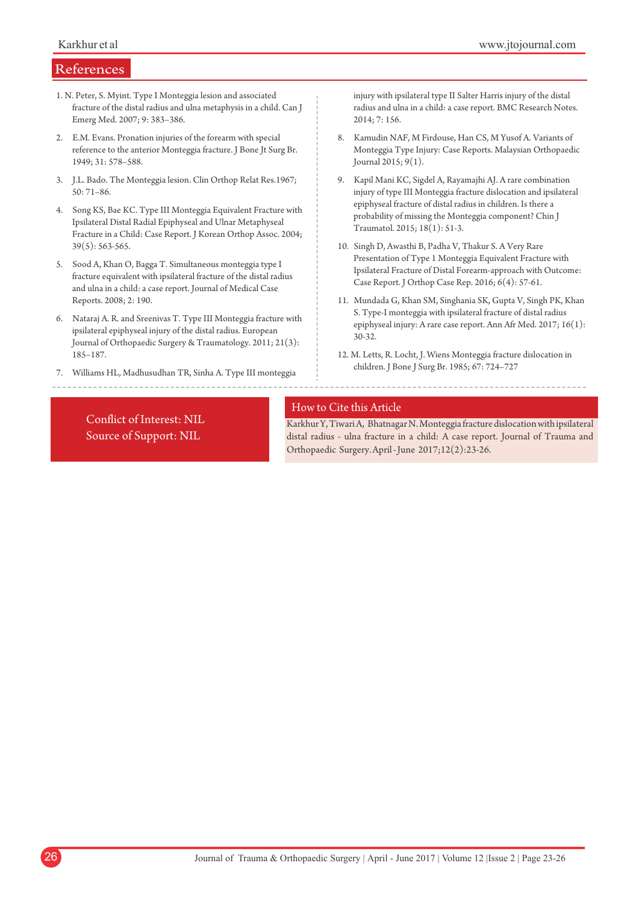## References

1. N. Peter, S. Myint. Type I Monteggia lesion and associated fracture of the distal radius and ulna metaphysis in a child. Can J Emerg Med. 2007; 9: 383–386.
2. E.M. Evans. Pronation injuries of the forearm with special reference to the anterior Monteggia fracture. J Bone Jt Surg Br. 1949; 31: 578–588.
3. J.L. Bado. The Monteggia lesion. Clin Orthop Relat Res.1967; 50: 71–86.
4. Song KS, Bae KC. Type III Monteggia Equivalent Fracture with Ipsilateral Distal Radial Epiphyseal and Ulnar Metaphyseal Fracture in a Child: Case Report. J Korean Orthop Assoc. 2004; 39(5): 563-565.
5. Sood A, Khan O, Bagga T. Simultaneous monteggia type I fracture equivalent with ipsilateral fracture of the distal radius and ulna in a child: a case report. Journal of Medical Case Reports. 2008; 2: 190.
6. Nataraj A. R. and Sreenivas T. Type III Monteggia fracture with ipsilateral epiphyseal injury of the distal radius. European Journal of Orthopaedic Surgery & Traumatology. 2011; 21(3): 185–187.
7. Williams HL, Madhusudhan TR, Sinha A. Type III monteggia injury with ipsilateral type II Salter Harris injury of the distal radius and ulna in a child: a case report. BMC Research Notes. 2014; 7: 156.
8. Kamudin NAF, M Firdouse, Han CS, M Yusof A. Variants of Monteggia Type Injury: Case Reports. Malaysian Orthopaedic Journal 2015; 9(1).
9. Kapil Mani KC, Sigdel A, Rayamajhi AJ. A rare combination injury of type III Monteggia fracture dislocation and ipsilateral epiphyseal fracture of distal radius in children. Is there a probability of missing the Monteggia component? Chin J Traumatol. 2015; 18(1): 51-3.
10. Singh D, Awasthi B, Padha V, Thakur S. A Very Rare Presentation of Type 1 Monteggia Equivalent Fracture with Ipsilateral Fracture of Distal Forearm-approach with Outcome: Case Report. J Orthop Case Rep. 2016; 6(4): 57-61.
11. Mundada G, Khan SM, Singhania SK, Gupta V, Singh PK, Khan S. Type-I monteggia with ipsilateral fracture of distal radius epiphyseal injury: A rare case report. Ann Afr Med. 2017; 16(1): 30-32.
12. M. Letts, R. Locht, J. Wiens Monteggia fracture dislocation in children. J Bone J Surg Br. 1985; 67: 724–727

Conflict of Interest: NIL
Source of Support: NIL

### How to Cite this Article

Karkhur Y, Tiwari A, Bhatnagar N. Monteggia fracture dislocation with ipsilateral distal radius - ulna fracture in a child: A case report. Journal of Trauma and Orthopaedic Surgery. April - June 2017;12(2):23-26.